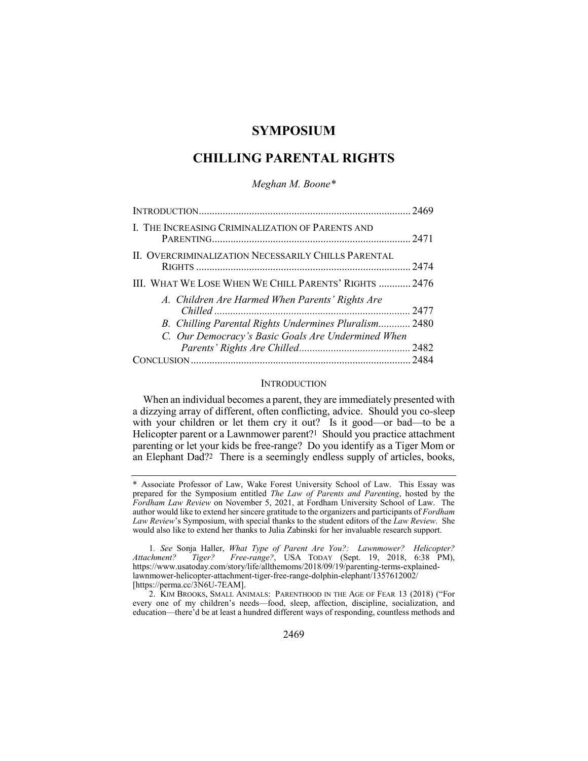# SYMPOSIUM

# CHILLING PARENTAL RIGHTS

*Meghan M. Boone\**

| | |
|---|---|
| INTRODUCTION | 2469 |
| I. THE INCREASING CRIMINALIZATION OF PARENTS AND PARENTING | 2471 |
| II. OVERCRIMINALIZATION NECESSARILY CHILLS PARENTAL RIGHTS | 2474 |
| III. WHAT WE LOSE WHEN WE CHILL PARENTS' RIGHTS | 2476 |
| *A. Children Are Harmed When Parents' Rights Are Chilled* | 2477 |
| *B. Chilling Parental Rights Undermines Pluralism* | 2480 |
| *C. Our Democracy's Basic Goals Are Undermined When Parents' Rights Are Chilled* | 2482 |
| CONCLUSION | 2484 |

## INTRODUCTION

When an individual becomes a parent, they are immediately presented with a dizzying array of different, often conflicting, advice. Should you co-sleep with your children or let them cry it out? Is it good—or bad—to be a Helicopter parent or a Lawnmower parent?[1] Should you practice attachment parenting or let your kids be free-range? Do you identify as a Tiger Mom or an Elephant Dad?[2] There is a seemingly endless supply of articles, books,

---

\* Associate Professor of Law, Wake Forest University School of Law. This Essay was prepared for the Symposium entitled *The Law of Parents and Parenting*, hosted by the *Fordham Law Review* on November 5, 2021, at Fordham University School of Law. The author would like to extend her sincere gratitude to the organizers and participants of *Fordham Law Review*'s Symposium, with special thanks to the student editors of the *Law Review*. She would also like to extend her thanks to Julia Zabinski for her invaluable research support.

1. *See* Sonja Haller, *What Type of Parent Are You?: Lawnmower? Helicopter? Attachment? Tiger? Free-range?*, USA TODAY (Sept. 19, 2018, 6:38 PM), https://www.usatoday.com/story/life/allthemoms/2018/09/19/parenting-terms-explained-lawnmower-helicopter-attachment-tiger-free-range-dolphin-elephant/1357612002/ [https://perma.cc/3N6U-7EAM].

2. KIM BROOKS, SMALL ANIMALS: PARENTHOOD IN THE AGE OF FEAR 13 (2018) ("For every one of my children's needs—food, sleep, affection, discipline, socialization, and education—there'd be at least a hundred different ways of responding, countless methods and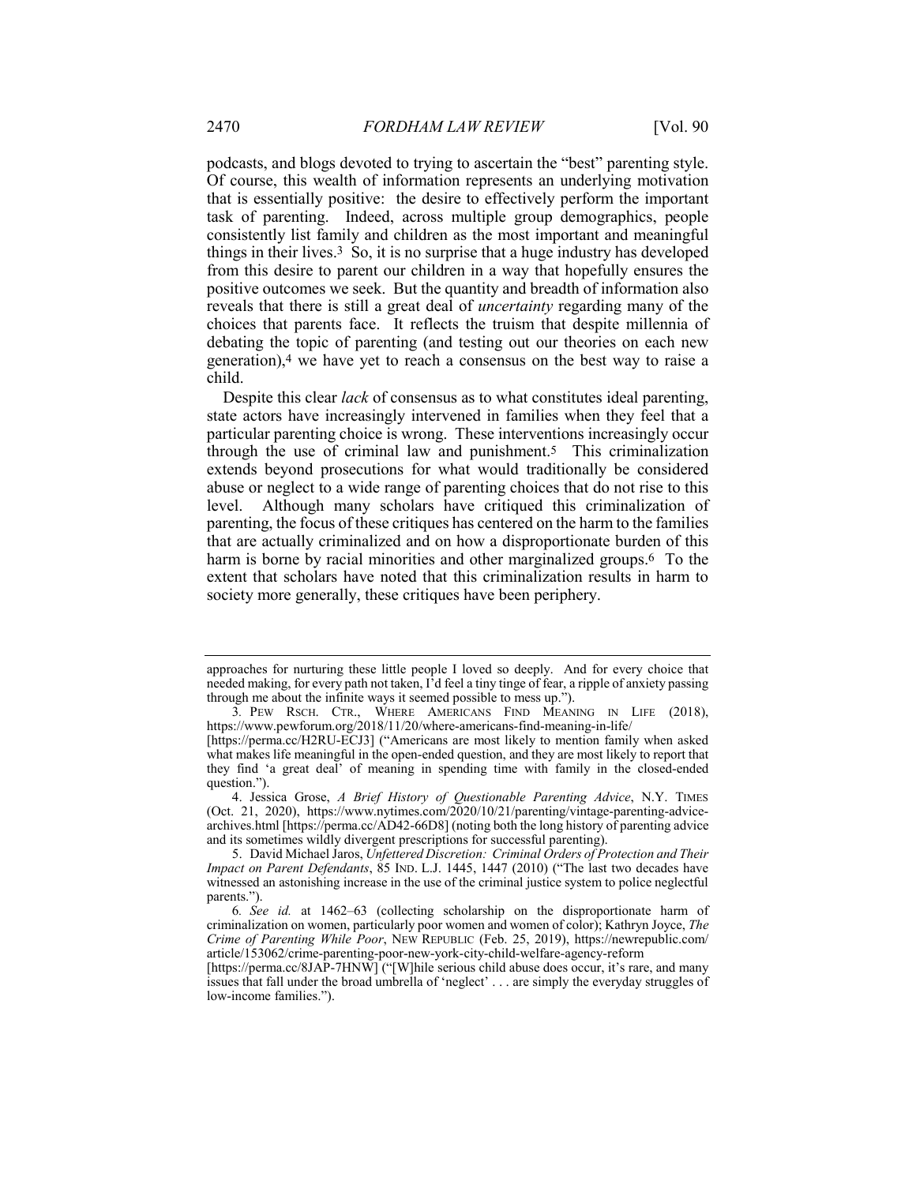podcasts, and blogs devoted to trying to ascertain the "best" parenting style. Of course, this wealth of information represents an underlying motivation that is essentially positive: the desire to effectively perform the important task of parenting. Indeed, across multiple group demographics, people consistently list family and children as the most important and meaningful things in their lives.[3] So, it is no surprise that a huge industry has developed from this desire to parent our children in a way that hopefully ensures the positive outcomes we seek. But the quantity and breadth of information also reveals that there is still a great deal of *uncertainty* regarding many of the choices that parents face. It reflects the truism that despite millennia of debating the topic of parenting (and testing out our theories on each new generation),[4] we have yet to reach a consensus on the best way to raise a child.

Despite this clear *lack* of consensus as to what constitutes ideal parenting, state actors have increasingly intervened in families when they feel that a particular parenting choice is wrong. These interventions increasingly occur through the use of criminal law and punishment.[5] This criminalization extends beyond prosecutions for what would traditionally be considered abuse or neglect to a wide range of parenting choices that do not rise to this level. Although many scholars have critiqued this criminalization of parenting, the focus of these critiques has centered on the harm to the families that are actually criminalized and on how a disproportionate burden of this harm is borne by racial minorities and other marginalized groups.[6] To the extent that scholars have noted that this criminalization results in harm to society more generally, these critiques have been periphery.

---

approaches for nurturing these little people I loved so deeply. And for every choice that needed making, for every path not taken, I'd feel a tiny tinge of fear, a ripple of anxiety passing through me about the infinite ways it seemed possible to mess up.").

3. PEW RSCH. CTR., WHERE AMERICANS FIND MEANING IN LIFE (2018), https://www.pewforum.org/2018/11/20/where-americans-find-meaning-in-life/ [https://perma.cc/H2RU-ECJ3] ("Americans are most likely to mention family when asked what makes life meaningful in the open-ended question, and they are most likely to report that they find 'a great deal' of meaning in spending time with family in the closed-ended question.").

4. Jessica Grose, *A Brief History of Questionable Parenting Advice*, N.Y. TIMES (Oct. 21, 2020), https://www.nytimes.com/2020/10/21/parenting/vintage-parenting-advice-archives.html [https://perma.cc/AD42-66D8] (noting both the long history of parenting advice and its sometimes wildly divergent prescriptions for successful parenting).

5. David Michael Jaros, *Unfettered Discretion: Criminal Orders of Protection and Their Impact on Parent Defendants*, 85 IND. L.J. 1445, 1447 (2010) ("The last two decades have witnessed an astonishing increase in the use of the criminal justice system to police neglectful parents.").

6. *See id.* at 1462–63 (collecting scholarship on the disproportionate harm of criminalization on women, particularly poor women and women of color); Kathryn Joyce, *The Crime of Parenting While Poor*, NEW REPUBLIC (Feb. 25, 2019), https://newrepublic.com/article/153062/crime-parenting-poor-new-york-city-child-welfare-agency-reform [https://perma.cc/8JAP-7HNW] ("[W]hile serious child abuse does occur, it's rare, and many issues that fall under the broad umbrella of 'neglect' . . . are simply the everyday struggles of low-income families.").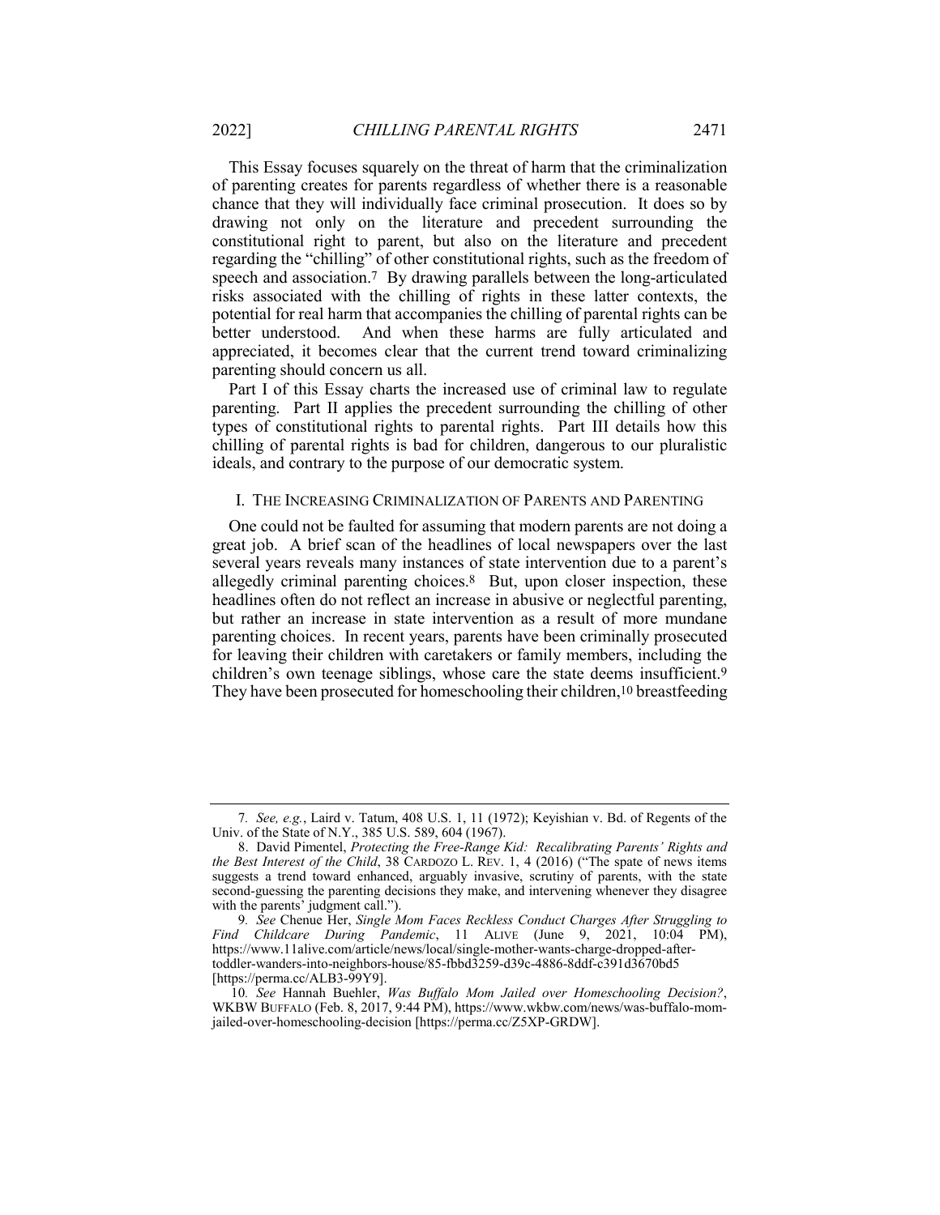This Essay focuses squarely on the threat of harm that the criminalization of parenting creates for parents regardless of whether there is a reasonable chance that they will individually face criminal prosecution. It does so by drawing not only on the literature and precedent surrounding the constitutional right to parent, but also on the literature and precedent regarding the "chilling" of other constitutional rights, such as the freedom of speech and association.[7] By drawing parallels between the long-articulated risks associated with the chilling of rights in these latter contexts, the potential for real harm that accompanies the chilling of parental rights can be better understood. And when these harms are fully articulated and appreciated, it becomes clear that the current trend toward criminalizing parenting should concern us all.

Part I of this Essay charts the increased use of criminal law to regulate parenting. Part II applies the precedent surrounding the chilling of other types of constitutional rights to parental rights. Part III details how this chilling of parental rights is bad for children, dangerous to our pluralistic ideals, and contrary to the purpose of our democratic system.

## I. THE INCREASING CRIMINALIZATION OF PARENTS AND PARENTING

One could not be faulted for assuming that modern parents are not doing a great job. A brief scan of the headlines of local newspapers over the last several years reveals many instances of state intervention due to a parent's allegedly criminal parenting choices.[8] But, upon closer inspection, these headlines often do not reflect an increase in abusive or neglectful parenting, but rather an increase in state intervention as a result of more mundane parenting choices. In recent years, parents have been criminally prosecuted for leaving their children with caretakers or family members, including the children's own teenage siblings, whose care the state deems insufficient.[9] They have been prosecuted for homeschooling their children,[10] breastfeeding

---

7. *See, e.g.*, Laird v. Tatum, 408 U.S. 1, 11 (1972); Keyishian v. Bd. of Regents of the Univ. of the State of N.Y., 385 U.S. 589, 604 (1967).

8. David Pimentel, *Protecting the Free-Range Kid: Recalibrating Parents' Rights and the Best Interest of the Child*, 38 CARDOZO L. REV. 1, 4 (2016) ("The spate of news items suggests a trend toward enhanced, arguably invasive, scrutiny of parents, with the state second-guessing the parenting decisions they make, and intervening whenever they disagree with the parents' judgment call.").

9. *See* Chenue Her, *Single Mom Faces Reckless Conduct Charges After Struggling to Find Childcare During Pandemic*, 11 ALIVE (June 9, 2021, 10:04 PM), https://www.11alive.com/article/news/local/single-mother-wants-charge-dropped-after-toddler-wanders-into-neighbors-house/85-fbbd3259-d39c-4886-8ddf-c391d3670bd5 [https://perma.cc/ALB3-99Y9].

10. *See* Hannah Buehler, *Was Buffalo Mom Jailed over Homeschooling Decision?*, WKBW BUFFALO (Feb. 8, 2017, 9:44 PM), https://www.wkbw.com/news/was-buffalo-mom-jailed-over-homeschooling-decision [https://perma.cc/Z5XP-GRDW].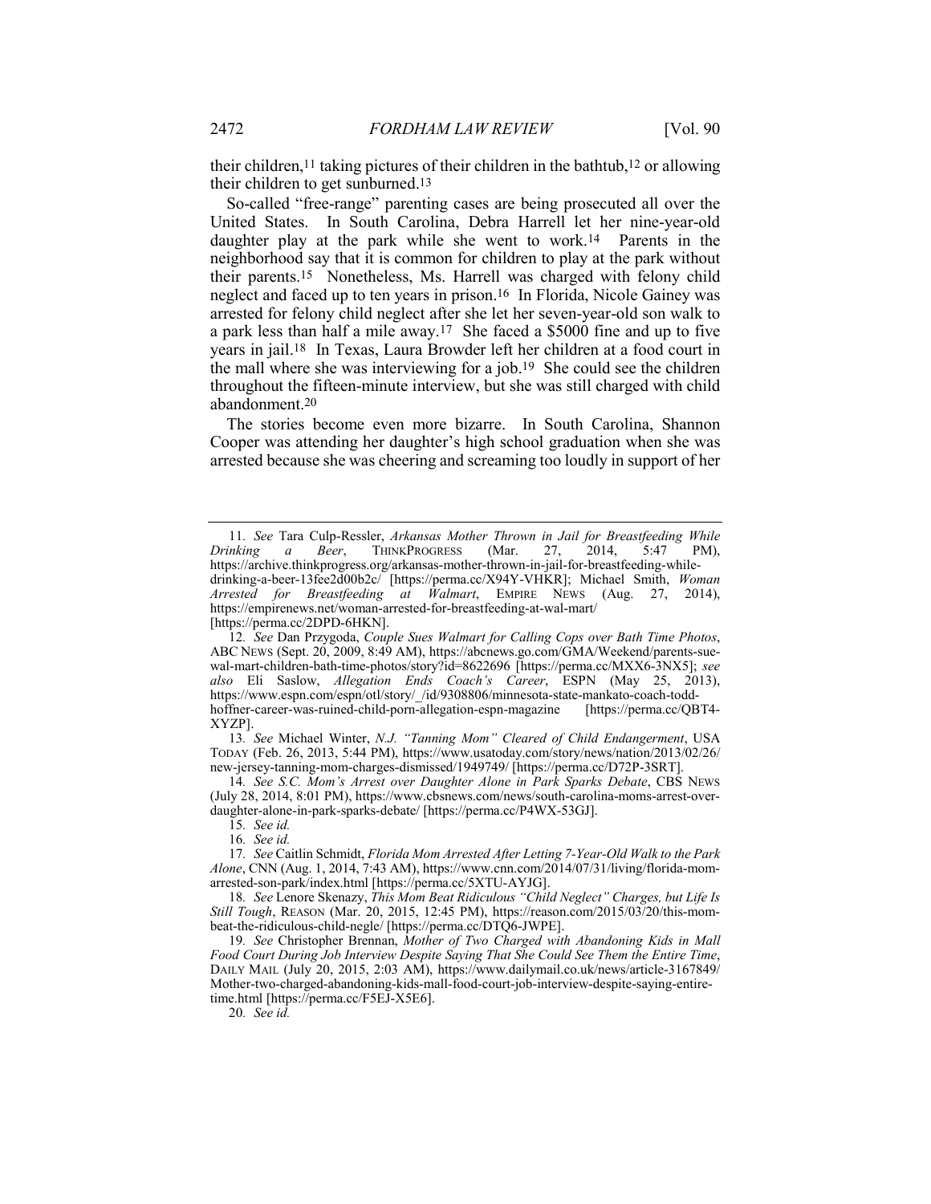their children,[11] taking pictures of their children in the bathtub,[12] or allowing their children to get sunburned.[13]

So-called "free-range" parenting cases are being prosecuted all over the United States. In South Carolina, Debra Harrell let her nine-year-old daughter play at the park while she went to work.[14] Parents in the neighborhood say that it is common for children to play at the park without their parents.[15] Nonetheless, Ms. Harrell was charged with felony child neglect and faced up to ten years in prison.[16] In Florida, Nicole Gainey was arrested for felony child neglect after she let her seven-year-old son walk to a park less than half a mile away.[17] She faced a $5000 fine and up to five years in jail.[18] In Texas, Laura Browder left her children at a food court in the mall where she was interviewing for a job.[19] She could see the children throughout the fifteen-minute interview, but she was still charged with child abandonment.[20]

The stories become even more bizarre. In South Carolina, Shannon Cooper was attending her daughter's high school graduation when she was arrested because she was cheering and screaming too loudly in support of her

---

11. *See* Tara Culp-Ressler, *Arkansas Mother Thrown in Jail for Breastfeeding While Drinking a Beer*, THINKPROGRESS (Mar. 27, 2014, 5:47 PM), https://archive.thinkprogress.org/arkansas-mother-thrown-in-jail-for-breastfeeding-while-drinking-a-beer-13fee2d00b2c/ [https://perma.cc/X94Y-VHKR]; Michael Smith, *Woman Arrested for Breastfeeding at Walmart*, EMPIRE NEWS (Aug. 27, 2014), https://empirenews.net/woman-arrested-for-breastfeeding-at-wal-mart/ [https://perma.cc/2DPD-6HKN].

12. *See* Dan Przygoda, *Couple Sues Walmart for Calling Cops over Bath Time Photos*, ABC NEWS (Sept. 20, 2009, 8:49 AM), https://abcnews.go.com/GMA/Weekend/parents-sue-wal-mart-children-bath-time-photos/story?id=8622696 [https://perma.cc/MXX6-3NX5]; *see also* Eli Saslow, *Allegation Ends Coach's Career*, ESPN (May 25, 2013), https://www.espn.com/espn/otl/story/_/id/9308806/minnesota-state-mankato-coach-todd-hoffner-career-was-ruined-child-porn-allegation-espn-magazine [https://perma.cc/QBT4-XYZP].

13. *See* Michael Winter, *N.J. "Tanning Mom" Cleared of Child Endangerment*, USA TODAY (Feb. 26, 2013, 5:44 PM), https://www.usatoday.com/story/news/nation/2013/02/26/new-jersey-tanning-mom-charges-dismissed/1949749/ [https://perma.cc/D72P-3SRT].

14. *See S.C. Mom's Arrest over Daughter Alone in Park Sparks Debate*, CBS NEWS (July 28, 2014, 8:01 PM), https://www.cbsnews.com/news/south-carolina-moms-arrest-over-daughter-alone-in-park-sparks-debate/ [https://perma.cc/P4WX-53GJ].

15. *See id.*

16. *See id.*

17. *See* Caitlin Schmidt, *Florida Mom Arrested After Letting 7-Year-Old Walk to the Park Alone*, CNN (Aug. 1, 2014, 7:43 AM), https://www.cnn.com/2014/07/31/living/florida-mom-arrested-son-park/index.html [https://perma.cc/5XTU-AYJG].

18. *See* Lenore Skenazy, *This Mom Beat Ridiculous "Child Neglect" Charges, but Life Is Still Tough*, REASON (Mar. 20, 2015, 12:45 PM), https://reason.com/2015/03/20/this-mom-beat-the-ridiculous-child-negle/ [https://perma.cc/DTQ6-JWPE].

19. *See* Christopher Brennan, *Mother of Two Charged with Abandoning Kids in Mall Food Court During Job Interview Despite Saying That She Could See Them the Entire Time*, DAILY MAIL (July 20, 2015, 2:03 AM), https://www.dailymail.co.uk/news/article-3167849/Mother-two-charged-abandoning-kids-mall-food-court-job-interview-despite-saying-entire-time.html [https://perma.cc/F5EJ-X5E6].

20. *See id.*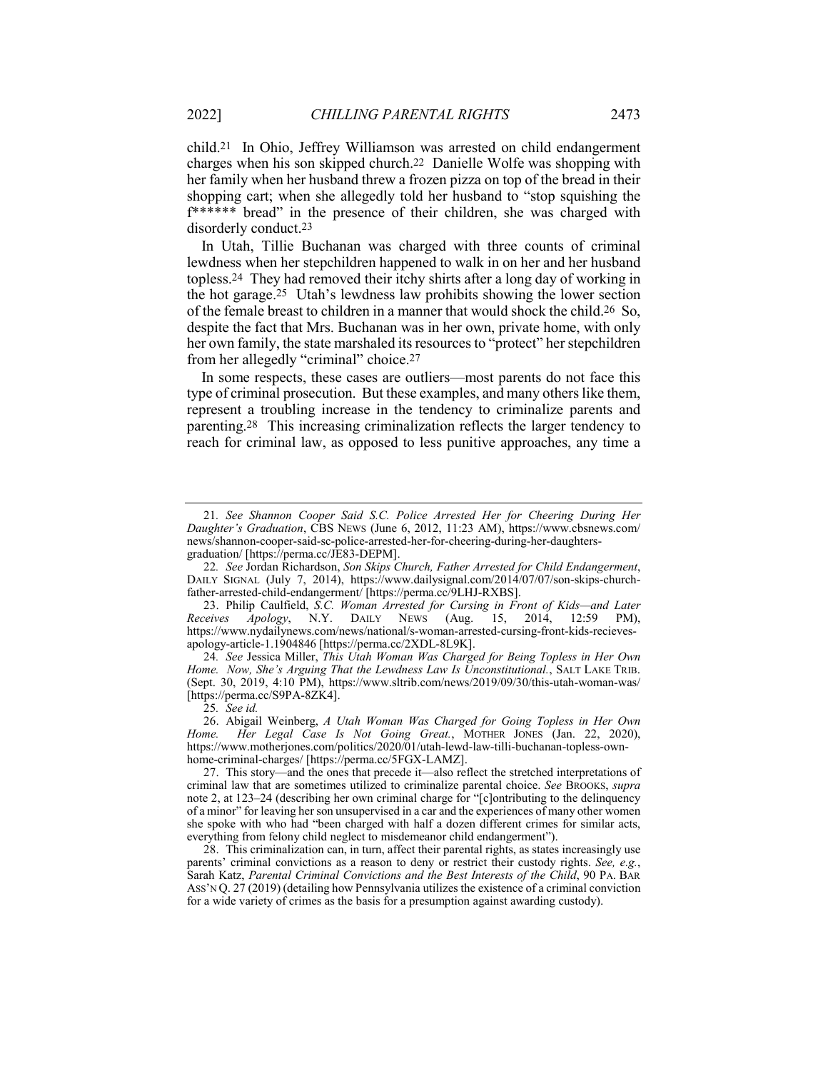child.[21] In Ohio, Jeffrey Williamson was arrested on child endangerment charges when his son skipped church.[22] Danielle Wolfe was shopping with her family when her husband threw a frozen pizza on top of the bread in their shopping cart; when she allegedly told her husband to "stop squishing the f****** bread" in the presence of their children, she was charged with disorderly conduct.[23]

In Utah, Tillie Buchanan was charged with three counts of criminal lewdness when her stepchildren happened to walk in on her and her husband topless.[24] They had removed their itchy shirts after a long day of working in the hot garage.[25] Utah's lewdness law prohibits showing the lower section of the female breast to children in a manner that would shock the child.[26] So, despite the fact that Mrs. Buchanan was in her own, private home, with only her own family, the state marshaled its resources to "protect" her stepchildren from her allegedly "criminal" choice.[27]

In some respects, these cases are outliers—most parents do not face this type of criminal prosecution. But these examples, and many others like them, represent a troubling increase in the tendency to criminalize parents and parenting.[28] This increasing criminalization reflects the larger tendency to reach for criminal law, as opposed to less punitive approaches, any time a

---

21. *See Shannon Cooper Said S.C. Police Arrested Her for Cheering During Her Daughter's Graduation*, CBS NEWS (June 6, 2012, 11:23 AM), https://www.cbsnews.com/news/shannon-cooper-said-sc-police-arrested-her-for-cheering-during-her-daughters-graduation/ [https://perma.cc/JE83-DEPM].

22. *See* Jordan Richardson, *Son Skips Church, Father Arrested for Child Endangerment*, DAILY SIGNAL (July 7, 2014), https://www.dailysignal.com/2014/07/07/son-skips-church-father-arrested-child-endangerment/ [https://perma.cc/9LHJ-RXBS].

23. Philip Caulfield, *S.C. Woman Arrested for Cursing in Front of Kids—and Later Receives Apology*, N.Y. DAILY NEWS (Aug. 15, 2014, 12:59 PM), https://www.nydailynews.com/news/national/s-woman-arrested-cursing-front-kids-recieves-apology-article-1.1904846 [https://perma.cc/2XDL-8L9K].

24. *See* Jessica Miller, *This Utah Woman Was Charged for Being Topless in Her Own Home. Now, She's Arguing That the Lewdness Law Is Unconstitutional.*, SALT LAKE TRIB. (Sept. 30, 2019, 4:10 PM), https://www.sltrib.com/news/2019/09/30/this-utah-woman-was/ [https://perma.cc/S9PA-8ZK4].

25. *See id.*

26. Abigail Weinberg, *A Utah Woman Was Charged for Going Topless in Her Own Home. Her Legal Case Is Not Going Great.*, MOTHER JONES (Jan. 22, 2020), https://www.motherjones.com/politics/2020/01/utah-lewd-law-tilli-buchanan-topless-own-home-criminal-charges/ [https://perma.cc/5FGX-LAMZ].

27. This story—and the ones that precede it—also reflect the stretched interpretations of criminal law that are sometimes utilized to criminalize parental choice. *See* BROOKS, *supra* note 2, at 123–24 (describing her own criminal charge for "[c]ontributing to the delinquency of a minor" for leaving her son unsupervised in a car and the experiences of many other women she spoke with who had "been charged with half a dozen different crimes for similar acts, everything from felony child neglect to misdemeanor child endangerment").

28. This criminalization can, in turn, affect their parental rights, as states increasingly use parents' criminal convictions as a reason to deny or restrict their custody rights. *See, e.g.*, Sarah Katz, *Parental Criminal Convictions and the Best Interests of the Child*, 90 PA. BAR ASS'N Q. 27 (2019) (detailing how Pennsylvania utilizes the existence of a criminal conviction for a wide variety of crimes as the basis for a presumption against awarding custody).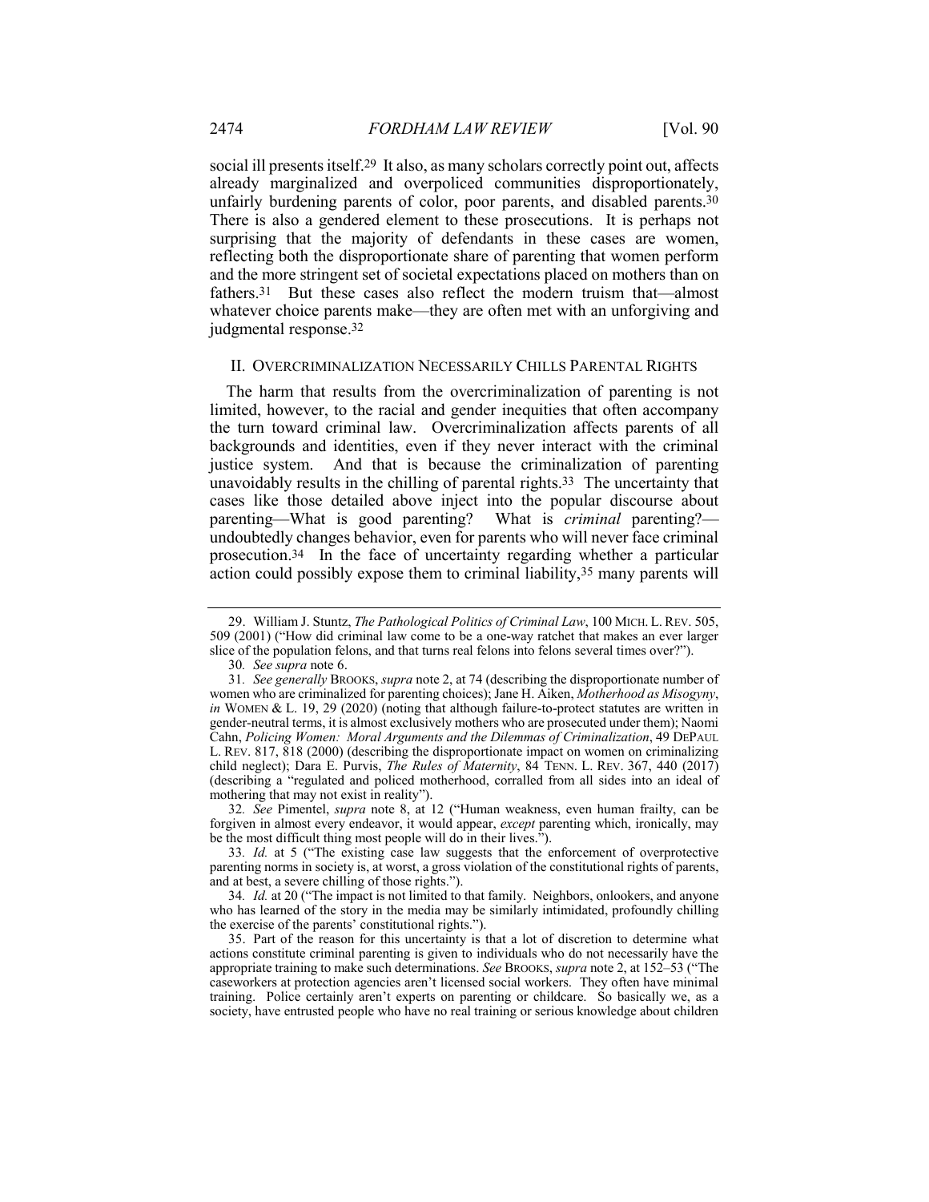social ill presents itself.[29] It also, as many scholars correctly point out, affects already marginalized and overpoliced communities disproportionately, unfairly burdening parents of color, poor parents, and disabled parents.[30] There is also a gendered element to these prosecutions. It is perhaps not surprising that the majority of defendants in these cases are women, reflecting both the disproportionate share of parenting that women perform and the more stringent set of societal expectations placed on mothers than on fathers.[31] But these cases also reflect the modern truism that—almost whatever choice parents make—they are often met with an unforgiving and judgmental response.[32]

## II. OVERCRIMINALIZATION NECESSARILY CHILLS PARENTAL RIGHTS

The harm that results from the overcriminalization of parenting is not limited, however, to the racial and gender inequities that often accompany the turn toward criminal law. Overcriminalization affects parents of all backgrounds and identities, even if they never interact with the criminal justice system. And that is because the criminalization of parenting unavoidably results in the chilling of parental rights.[33] The uncertainty that cases like those detailed above inject into the popular discourse about parenting—What is good parenting? What is *criminal* parenting?—undoubtedly changes behavior, even for parents who will never face criminal prosecution.[34] In the face of uncertainty regarding whether a particular action could possibly expose them to criminal liability,[35] many parents will

---

29. William J. Stuntz, *The Pathological Politics of Criminal Law*, 100 MICH. L. REV. 505, 509 (2001) ("How did criminal law come to be a one-way ratchet that makes an ever larger slice of the population felons, and that turns real felons into felons several times over?").

30. *See supra* note 6.

31. *See generally* BROOKS, *supra* note 2, at 74 (describing the disproportionate number of women who are criminalized for parenting choices); Jane H. Aiken, *Motherhood as Misogyny*, *in* WOMEN & L. 19, 29 (2020) (noting that although failure-to-protect statutes are written in gender-neutral terms, it is almost exclusively mothers who are prosecuted under them); Naomi Cahn, *Policing Women: Moral Arguments and the Dilemmas of Criminalization*, 49 DEPAUL L. REV. 817, 818 (2000) (describing the disproportionate impact on women on criminalizing child neglect); Dara E. Purvis, *The Rules of Maternity*, 84 TENN. L. REV. 367, 440 (2017) (describing a "regulated and policed motherhood, corralled from all sides into an ideal of mothering that may not exist in reality").

32. *See* Pimentel, *supra* note 8, at 12 ("Human weakness, even human frailty, can be forgiven in almost every endeavor, it would appear, *except* parenting which, ironically, may be the most difficult thing most people will do in their lives.").

33. *Id.* at 5 ("The existing case law suggests that the enforcement of overprotective parenting norms in society is, at worst, a gross violation of the constitutional rights of parents, and at best, a severe chilling of those rights.").

34. *Id.* at 20 ("The impact is not limited to that family. Neighbors, onlookers, and anyone who has learned of the story in the media may be similarly intimidated, profoundly chilling the exercise of the parents' constitutional rights.").

35. Part of the reason for this uncertainty is that a lot of discretion to determine what actions constitute criminal parenting is given to individuals who do not necessarily have the appropriate training to make such determinations. *See* BROOKS, *supra* note 2, at 152–53 ("The caseworkers at protection agencies aren't licensed social workers. They often have minimal training. Police certainly aren't experts on parenting or childcare. So basically we, as a society, have entrusted people who have no real training or serious knowledge about children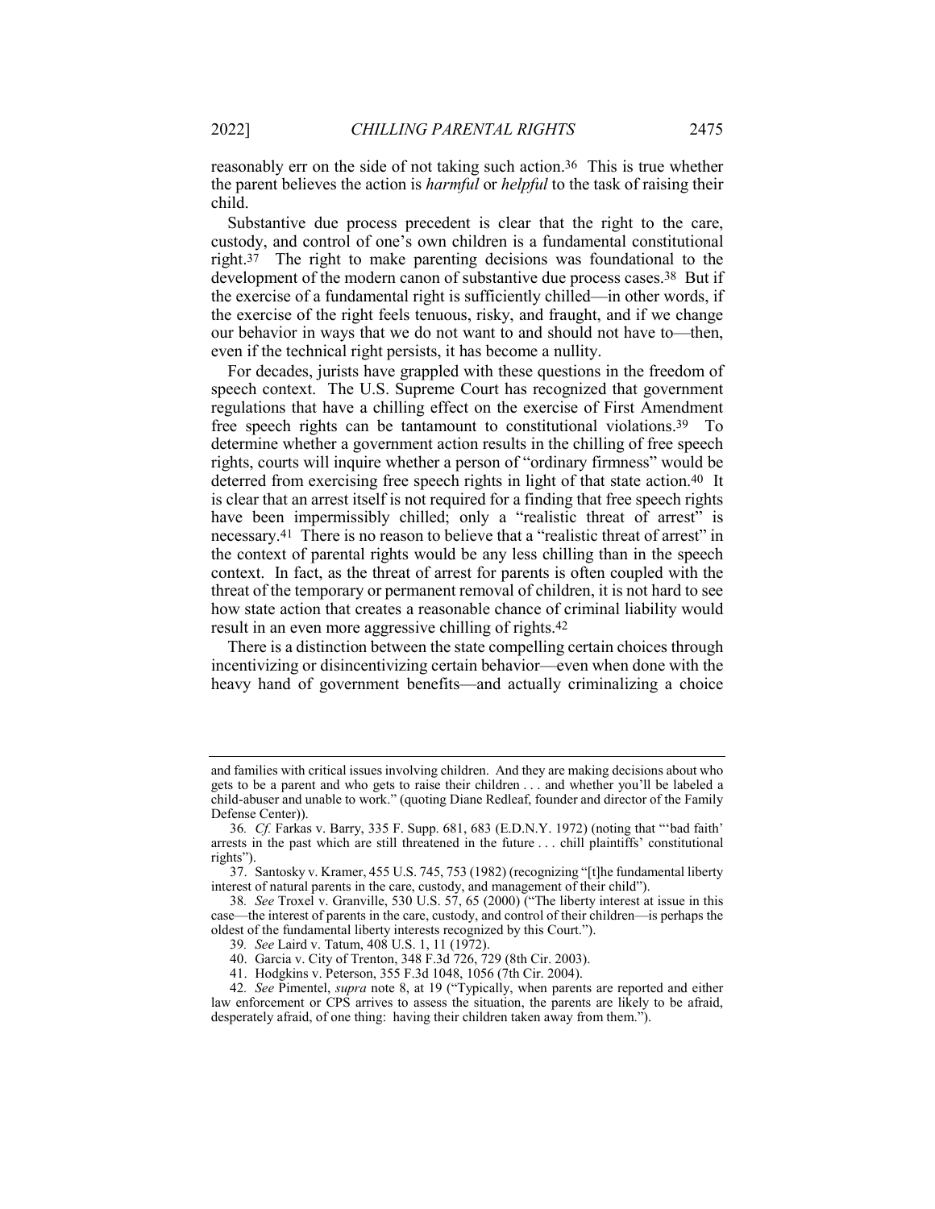reasonably err on the side of not taking such action.[36] This is true whether the parent believes the action is *harmful* or *helpful* to the task of raising their child.

Substantive due process precedent is clear that the right to the care, custody, and control of one's own children is a fundamental constitutional right.[37] The right to make parenting decisions was foundational to the development of the modern canon of substantive due process cases.[38] But if the exercise of a fundamental right is sufficiently chilled—in other words, if the exercise of the right feels tenuous, risky, and fraught, and if we change our behavior in ways that we do not want to and should not have to—then, even if the technical right persists, it has become a nullity.

For decades, jurists have grappled with these questions in the freedom of speech context. The U.S. Supreme Court has recognized that government regulations that have a chilling effect on the exercise of First Amendment free speech rights can be tantamount to constitutional violations.[39] To determine whether a government action results in the chilling of free speech rights, courts will inquire whether a person of "ordinary firmness" would be deterred from exercising free speech rights in light of that state action.[40] It is clear that an arrest itself is not required for a finding that free speech rights have been impermissibly chilled; only a "realistic threat of arrest" is necessary.[41] There is no reason to believe that a "realistic threat of arrest" in the context of parental rights would be any less chilling than in the speech context. In fact, as the threat of arrest for parents is often coupled with the threat of the temporary or permanent removal of children, it is not hard to see how state action that creates a reasonable chance of criminal liability would result in an even more aggressive chilling of rights.[42]

There is a distinction between the state compelling certain choices through incentivizing or disincentivizing certain behavior—even when done with the heavy hand of government benefits—and actually criminalizing a choice

---

and families with critical issues involving children. And they are making decisions about who gets to be a parent and who gets to raise their children . . . and whether you'll be labeled a child-abuser and unable to work." (quoting Diane Redleaf, founder and director of the Family Defense Center)).

36. *Cf.* Farkas v. Barry, 335 F. Supp. 681, 683 (E.D.N.Y. 1972) (noting that "'bad faith' arrests in the past which are still threatened in the future . . . chill plaintiffs' constitutional rights").

37. Santosky v. Kramer, 455 U.S. 745, 753 (1982) (recognizing "[t]he fundamental liberty interest of natural parents in the care, custody, and management of their child").

38. *See* Troxel v. Granville, 530 U.S. 57, 65 (2000) ("The liberty interest at issue in this case—the interest of parents in the care, custody, and control of their children—is perhaps the oldest of the fundamental liberty interests recognized by this Court.").

39. *See* Laird v. Tatum, 408 U.S. 1, 11 (1972).

40. Garcia v. City of Trenton, 348 F.3d 726, 729 (8th Cir. 2003).

41. Hodgkins v. Peterson, 355 F.3d 1048, 1056 (7th Cir. 2004).

42. *See* Pimentel, *supra* note 8, at 19 ("Typically, when parents are reported and either law enforcement or CPS arrives to assess the situation, the parents are likely to be afraid, desperately afraid, of one thing: having their children taken away from them.").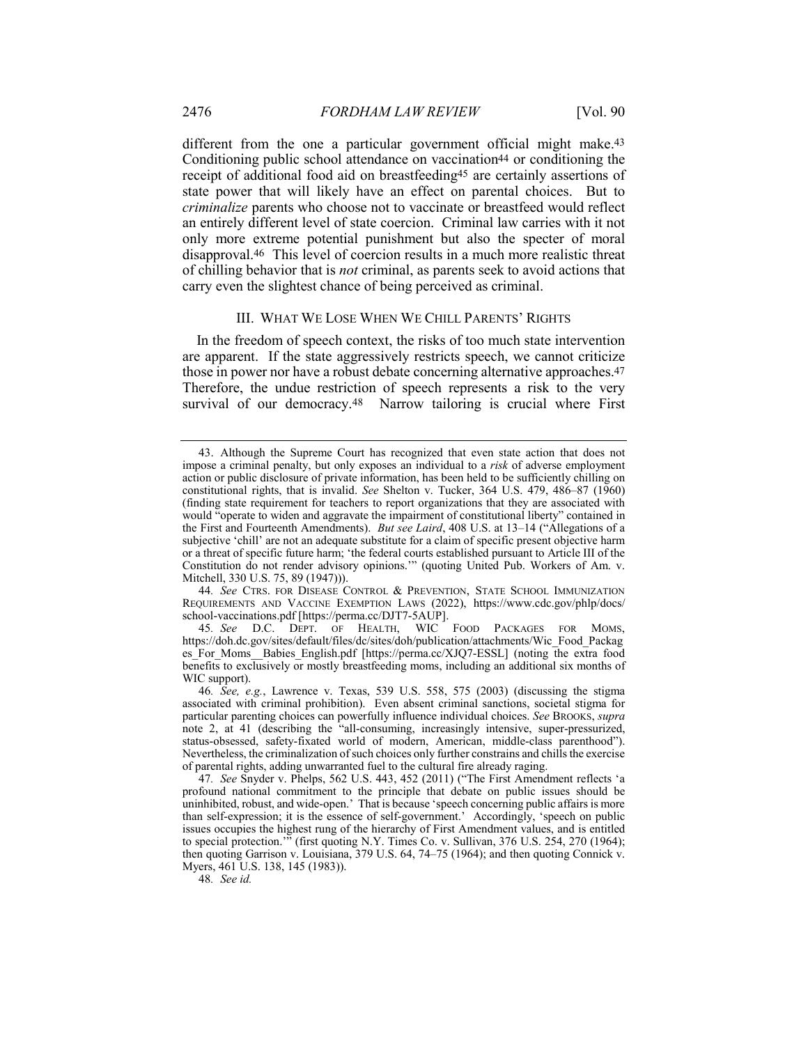different from the one a particular government official might make.[43] Conditioning public school attendance on vaccination[44] or conditioning the receipt of additional food aid on breastfeeding[45] are certainly assertions of state power that will likely have an effect on parental choices. But to *criminalize* parents who choose not to vaccinate or breastfeed would reflect an entirely different level of state coercion. Criminal law carries with it not only more extreme potential punishment but also the specter of moral disapproval.[46] This level of coercion results in a much more realistic threat of chilling behavior that is *not* criminal, as parents seek to avoid actions that carry even the slightest chance of being perceived as criminal.

## III. WHAT WE LOSE WHEN WE CHILL PARENTS' RIGHTS

In the freedom of speech context, the risks of too much state intervention are apparent. If the state aggressively restricts speech, we cannot criticize those in power nor have a robust debate concerning alternative approaches.[47] Therefore, the undue restriction of speech represents a risk to the very survival of our democracy.[48] Narrow tailoring is crucial where First

---

43. Although the Supreme Court has recognized that even state action that does not impose a criminal penalty, but only exposes an individual to a *risk* of adverse employment action or public disclosure of private information, has been held to be sufficiently chilling on constitutional rights, that is invalid. *See* Shelton v. Tucker, 364 U.S. 479, 486–87 (1960) (finding state requirement for teachers to report organizations that they are associated with would "operate to widen and aggravate the impairment of constitutional liberty" contained in the First and Fourteenth Amendments). *But see Laird*, 408 U.S. at 13–14 ("Allegations of a subjective 'chill' are not an adequate substitute for a claim of specific present objective harm or a threat of specific future harm; 'the federal courts established pursuant to Article III of the Constitution do not render advisory opinions.'" (quoting United Pub. Workers of Am. v. Mitchell, 330 U.S. 75, 89 (1947))).

44. *See* CTRS. FOR DISEASE CONTROL & PREVENTION, STATE SCHOOL IMMUNIZATION REQUIREMENTS AND VACCINE EXEMPTION LAWS (2022), https://www.cdc.gov/phlp/docs/school-vaccinations.pdf [https://perma.cc/DJT7-5AUP].

45. *See* D.C. DEPT. OF HEALTH, WIC FOOD PACKAGES FOR MOMS, https://doh.dc.gov/sites/default/files/dc/sites/doh/publication/attachments/Wic_Food_Packages_For_Moms__Babies_English.pdf [https://perma.cc/XJQ7-ESSL] (noting the extra food benefits to exclusively or mostly breastfeeding moms, including an additional six months of WIC support).

46. *See, e.g.*, Lawrence v. Texas, 539 U.S. 558, 575 (2003) (discussing the stigma associated with criminal prohibition). Even absent criminal sanctions, societal stigma for particular parenting choices can powerfully influence individual choices. *See* BROOKS, *supra* note 2, at 41 (describing the "all-consuming, increasingly intensive, super-pressurized, status-obsessed, safety-fixated world of modern, American, middle-class parenthood"). Nevertheless, the criminalization of such choices only further constrains and chills the exercise of parental rights, adding unwarranted fuel to the cultural fire already raging.

47. *See* Snyder v. Phelps, 562 U.S. 443, 452 (2011) ("The First Amendment reflects 'a profound national commitment to the principle that debate on public issues should be uninhibited, robust, and wide-open.' That is because 'speech concerning public affairs is more than self-expression; it is the essence of self-government.' Accordingly, 'speech on public issues occupies the highest rung of the hierarchy of First Amendment values, and is entitled to special protection.'" (first quoting N.Y. Times Co. v. Sullivan, 376 U.S. 254, 270 (1964); then quoting Garrison v. Louisiana, 379 U.S. 64, 74–75 (1964); and then quoting Connick v. Myers, 461 U.S. 138, 145 (1983)).

48. *See id.*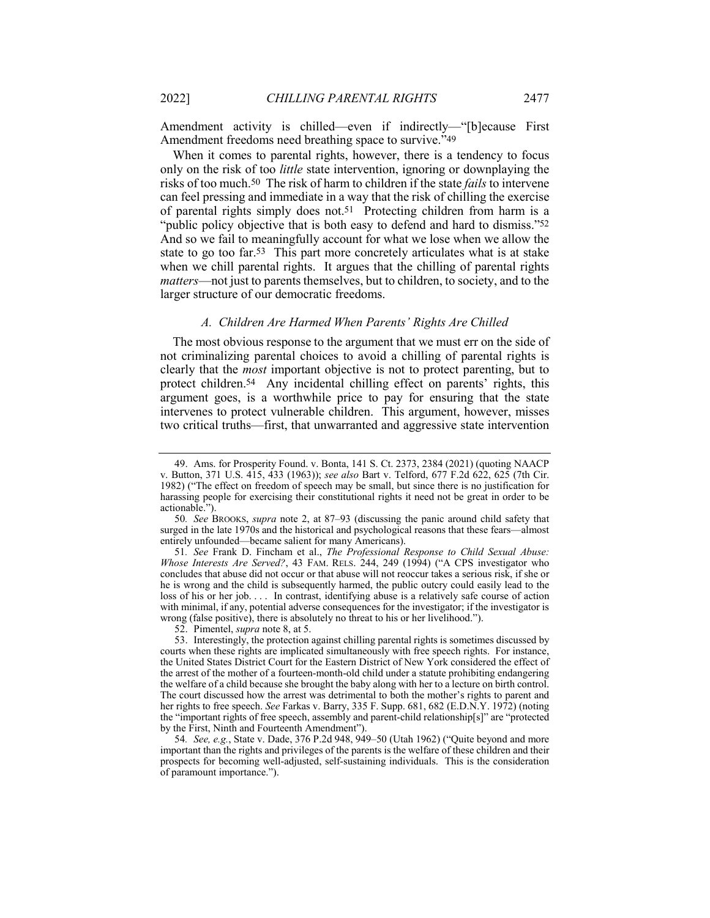Amendment activity is chilled—even if indirectly—"[b]ecause First Amendment freedoms need breathing space to survive."[49]

When it comes to parental rights, however, there is a tendency to focus only on the risk of too *little* state intervention, ignoring or downplaying the risks of too much.[50] The risk of harm to children if the state *fails* to intervene can feel pressing and immediate in a way that the risk of chilling the exercise of parental rights simply does not.[51] Protecting children from harm is a "public policy objective that is both easy to defend and hard to dismiss."[52] And so we fail to meaningfully account for what we lose when we allow the state to go too far.[53] This part more concretely articulates what is at stake when we chill parental rights. It argues that the chilling of parental rights *matters*—not just to parents themselves, but to children, to society, and to the larger structure of our democratic freedoms.

### *A. Children Are Harmed When Parents' Rights Are Chilled*

The most obvious response to the argument that we must err on the side of not criminalizing parental choices to avoid a chilling of parental rights is clearly that the *most* important objective is not to protect parenting, but to protect children.[54] Any incidental chilling effect on parents' rights, this argument goes, is a worthwhile price to pay for ensuring that the state intervenes to protect vulnerable children. This argument, however, misses two critical truths—first, that unwarranted and aggressive state intervention

---

49. Ams. for Prosperity Found. v. Bonta, 141 S. Ct. 2373, 2384 (2021) (quoting NAACP v. Button, 371 U.S. 415, 433 (1963)); *see also* Bart v. Telford, 677 F.2d 622, 625 (7th Cir. 1982) ("The effect on freedom of speech may be small, but since there is no justification for harassing people for exercising their constitutional rights it need not be great in order to be actionable.").

50. *See* BROOKS, *supra* note 2, at 87–93 (discussing the panic around child safety that surged in the late 1970s and the historical and psychological reasons that these fears—almost entirely unfounded—became salient for many Americans).

51. *See* Frank D. Fincham et al., *The Professional Response to Child Sexual Abuse: Whose Interests Are Served?*, 43 FAM. RELS. 244, 249 (1994) ("A CPS investigator who concludes that abuse did not occur or that abuse will not reoccur takes a serious risk, if she or he is wrong and the child is subsequently harmed, the public outcry could easily lead to the loss of his or her job. . . . In contrast, identifying abuse is a relatively safe course of action with minimal, if any, potential adverse consequences for the investigator; if the investigator is wrong (false positive), there is absolutely no threat to his or her livelihood.").

52. Pimentel, *supra* note 8, at 5.

53. Interestingly, the protection against chilling parental rights is sometimes discussed by courts when these rights are implicated simultaneously with free speech rights. For instance, the United States District Court for the Eastern District of New York considered the effect of the arrest of the mother of a fourteen-month-old child under a statute prohibiting endangering the welfare of a child because she brought the baby along with her to a lecture on birth control. The court discussed how the arrest was detrimental to both the mother's rights to parent and her rights to free speech. *See* Farkas v. Barry, 335 F. Supp. 681, 682 (E.D.N.Y. 1972) (noting the "important rights of free speech, assembly and parent-child relationship[s]" are "protected by the First, Ninth and Fourteenth Amendment").

54. *See, e.g.*, State v. Dade, 376 P.2d 948, 949–50 (Utah 1962) ("Quite beyond and more important than the rights and privileges of the parents is the welfare of these children and their prospects for becoming well-adjusted, self-sustaining individuals. This is the consideration of paramount importance.").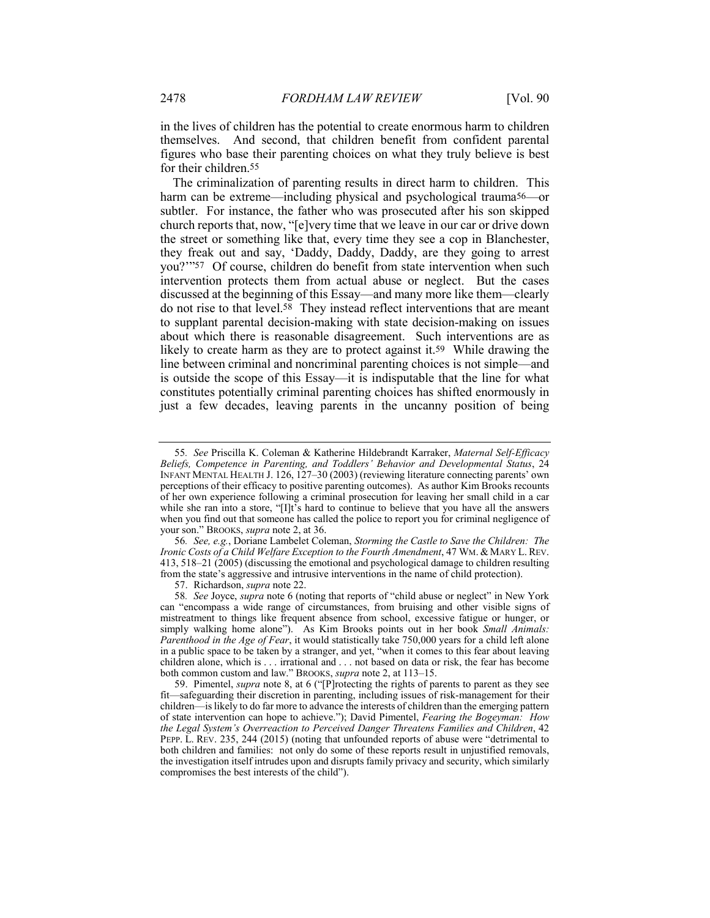in the lives of children has the potential to create enormous harm to children themselves. And second, that children benefit from confident parental figures who base their parenting choices on what they truly believe is best for their children.[55]

The criminalization of parenting results in direct harm to children. This harm can be extreme—including physical and psychological trauma[56]—or subtler. For instance, the father who was prosecuted after his son skipped church reports that, now, "[e]very time that we leave in our car or drive down the street or something like that, every time they see a cop in Blanchester, they freak out and say, 'Daddy, Daddy, Daddy, are they going to arrest you?'"[57] Of course, children do benefit from state intervention when such intervention protects them from actual abuse or neglect. But the cases discussed at the beginning of this Essay—and many more like them—clearly do not rise to that level.[58] They instead reflect interventions that are meant to supplant parental decision-making with state decision-making on issues about which there is reasonable disagreement. Such interventions are as likely to create harm as they are to protect against it.[59] While drawing the line between criminal and noncriminal parenting choices is not simple—and is outside the scope of this Essay—it is indisputable that the line for what constitutes potentially criminal parenting choices has shifted enormously in just a few decades, leaving parents in the uncanny position of being

---

55. *See* Priscilla K. Coleman & Katherine Hildebrandt Karraker, *Maternal Self-Efficacy Beliefs, Competence in Parenting, and Toddlers' Behavior and Developmental Status*, 24 INFANT MENTAL HEALTH J. 126, 127–30 (2003) (reviewing literature connecting parents' own perceptions of their efficacy to positive parenting outcomes). As author Kim Brooks recounts of her own experience following a criminal prosecution for leaving her small child in a car while she ran into a store, "[I]t's hard to continue to believe that you have all the answers when you find out that someone has called the police to report you for criminal negligence of your son." BROOKS, *supra* note 2, at 36.

56. *See, e.g.*, Doriane Lambelet Coleman, *Storming the Castle to Save the Children: The Ironic Costs of a Child Welfare Exception to the Fourth Amendment*, 47 WM. & MARY L. REV. 413, 518–21 (2005) (discussing the emotional and psychological damage to children resulting from the state's aggressive and intrusive interventions in the name of child protection).

57. Richardson, *supra* note 22.

58. *See* Joyce, *supra* note 6 (noting that reports of "child abuse or neglect" in New York can "encompass a wide range of circumstances, from bruising and other visible signs of mistreatment to things like frequent absence from school, excessive fatigue or hunger, or simply walking home alone"). As Kim Brooks points out in her book *Small Animals: Parenthood in the Age of Fear*, it would statistically take 750,000 years for a child left alone in a public space to be taken by a stranger, and yet, "when it comes to this fear about leaving children alone, which is . . . irrational and . . . not based on data or risk, the fear has become both common custom and law." BROOKS, *supra* note 2, at 113–15.

59. Pimentel, *supra* note 8, at 6 ("[P]rotecting the rights of parents to parent as they see fit—safeguarding their discretion in parenting, including issues of risk-management for their children—is likely to do far more to advance the interests of children than the emerging pattern of state intervention can hope to achieve."); David Pimentel, *Fearing the Bogeyman: How the Legal System's Overreaction to Perceived Danger Threatens Families and Children*, 42 PEPP. L. REV. 235, 244 (2015) (noting that unfounded reports of abuse were "detrimental to both children and families: not only do some of these reports result in unjustified removals, the investigation itself intrudes upon and disrupts family privacy and security, which similarly compromises the best interests of the child").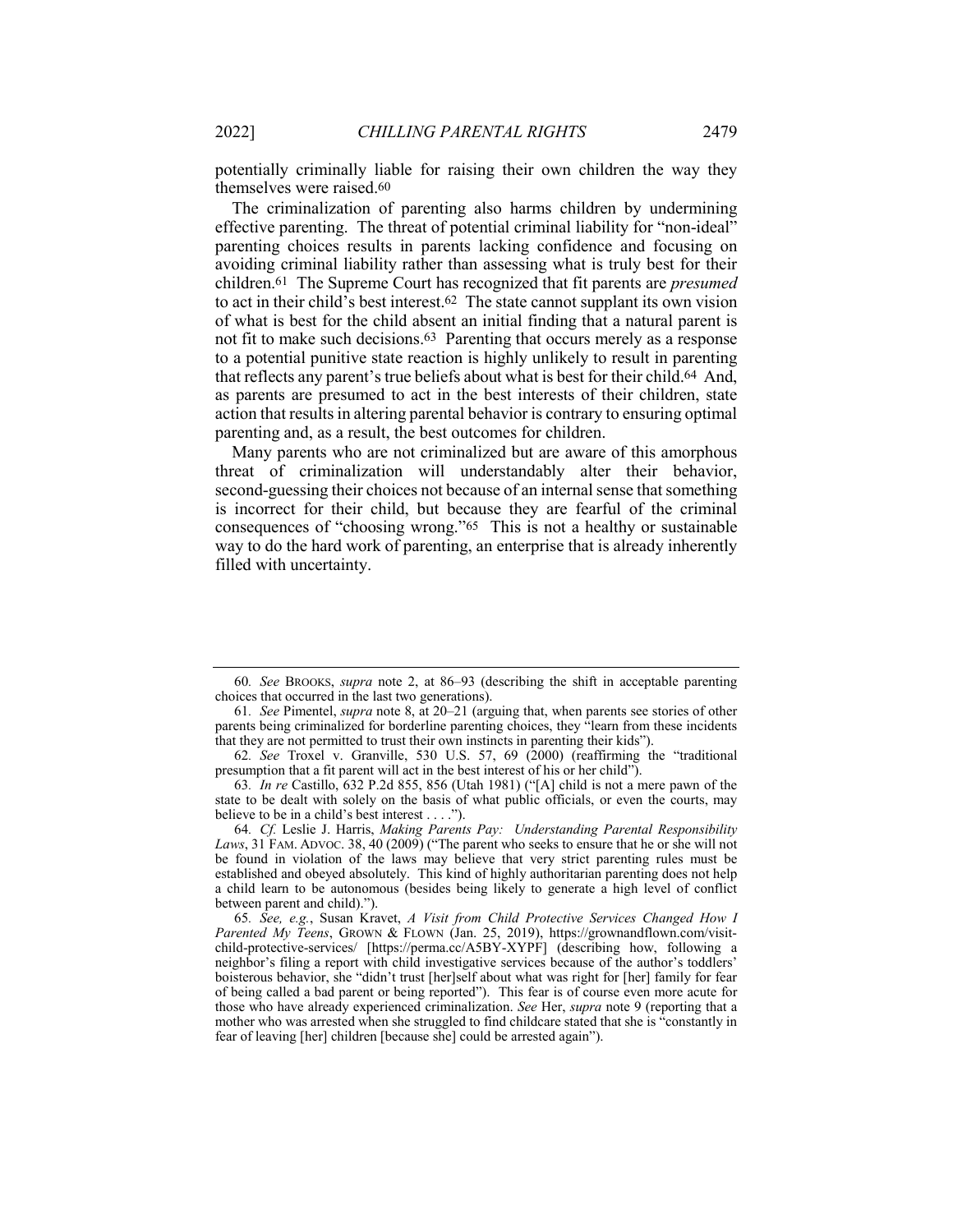potentially criminally liable for raising their own children the way they themselves were raised.[60]

The criminalization of parenting also harms children by undermining effective parenting. The threat of potential criminal liability for "non-ideal" parenting choices results in parents lacking confidence and focusing on avoiding criminal liability rather than assessing what is truly best for their children.[61] The Supreme Court has recognized that fit parents are *presumed* to act in their child's best interest.[62] The state cannot supplant its own vision of what is best for the child absent an initial finding that a natural parent is not fit to make such decisions.[63] Parenting that occurs merely as a response to a potential punitive state reaction is highly unlikely to result in parenting that reflects any parent's true beliefs about what is best for their child.[64] And, as parents are presumed to act in the best interests of their children, state action that results in altering parental behavior is contrary to ensuring optimal parenting and, as a result, the best outcomes for children.

Many parents who are not criminalized but are aware of this amorphous threat of criminalization will understandably alter their behavior, second-guessing their choices not because of an internal sense that something is incorrect for their child, but because they are fearful of the criminal consequences of "choosing wrong."[65] This is not a healthy or sustainable way to do the hard work of parenting, an enterprise that is already inherently filled with uncertainty.

---

60. *See* BROOKS, *supra* note 2, at 86–93 (describing the shift in acceptable parenting choices that occurred in the last two generations).

61. *See* Pimentel, *supra* note 8, at 20–21 (arguing that, when parents see stories of other parents being criminalized for borderline parenting choices, they "learn from these incidents that they are not permitted to trust their own instincts in parenting their kids").

62. *See* Troxel v. Granville, 530 U.S. 57, 69 (2000) (reaffirming the "traditional presumption that a fit parent will act in the best interest of his or her child").

63. *In re* Castillo, 632 P.2d 855, 856 (Utah 1981) ("[A] child is not a mere pawn of the state to be dealt with solely on the basis of what public officials, or even the courts, may believe to be in a child's best interest . . . .").

64. *Cf.* Leslie J. Harris, *Making Parents Pay: Understanding Parental Responsibility Laws*, 31 FAM. ADVOC. 38, 40 (2009) ("The parent who seeks to ensure that he or she will not be found in violation of the laws may believe that very strict parenting rules must be established and obeyed absolutely. This kind of highly authoritarian parenting does not help a child learn to be autonomous (besides being likely to generate a high level of conflict between parent and child).").

65. *See, e.g.*, Susan Kravet, *A Visit from Child Protective Services Changed How I Parented My Teens*, GROWN & FLOWN (Jan. 25, 2019), https://grownandflown.com/visit-child-protective-services/ [https://perma.cc/A5BY-XYPF] (describing how, following a neighbor's filing a report with child investigative services because of the author's toddlers' boisterous behavior, she "didn't trust [her]self about what was right for [her] family for fear of being called a bad parent or being reported"). This fear is of course even more acute for those who have already experienced criminalization. *See* Her, *supra* note 9 (reporting that a mother who was arrested when she struggled to find childcare stated that she is "constantly in fear of leaving [her] children [because she] could be arrested again").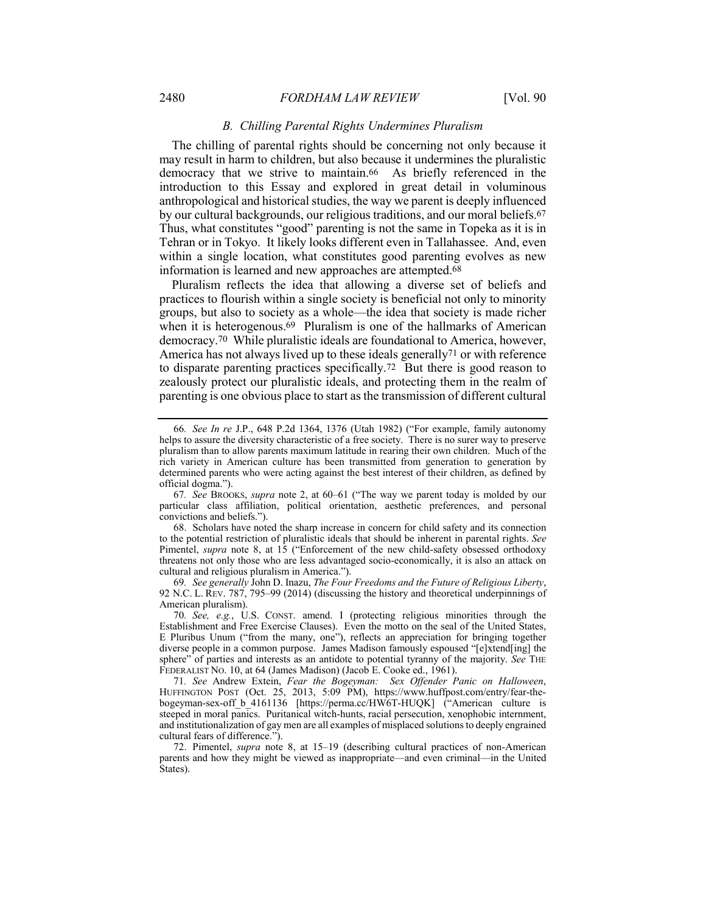### *B. Chilling Parental Rights Undermines Pluralism*

The chilling of parental rights should be concerning not only because it may result in harm to children, but also because it undermines the pluralistic democracy that we strive to maintain.[66] As briefly referenced in the introduction to this Essay and explored in great detail in voluminous anthropological and historical studies, the way we parent is deeply influenced by our cultural backgrounds, our religious traditions, and our moral beliefs.[67] Thus, what constitutes "good" parenting is not the same in Topeka as it is in Tehran or in Tokyo. It likely looks different even in Tallahassee. And, even within a single location, what constitutes good parenting evolves as new information is learned and new approaches are attempted.[68]

Pluralism reflects the idea that allowing a diverse set of beliefs and practices to flourish within a single society is beneficial not only to minority groups, but also to society as a whole—the idea that society is made richer when it is heterogenous.[69] Pluralism is one of the hallmarks of American democracy.[70] While pluralistic ideals are foundational to America, however, America has not always lived up to these ideals generally[71] or with reference to disparate parenting practices specifically.[72] But there is good reason to zealously protect our pluralistic ideals, and protecting them in the realm of parenting is one obvious place to start as the transmission of different cultural

---

66. *See In re* J.P., 648 P.2d 1364, 1376 (Utah 1982) ("For example, family autonomy helps to assure the diversity characteristic of a free society. There is no surer way to preserve pluralism than to allow parents maximum latitude in rearing their own children. Much of the rich variety in American culture has been transmitted from generation to generation by determined parents who were acting against the best interest of their children, as defined by official dogma.").

67. *See* BROOKS, *supra* note 2, at 60–61 ("The way we parent today is molded by our particular class affiliation, political orientation, aesthetic preferences, and personal convictions and beliefs.").

68. Scholars have noted the sharp increase in concern for child safety and its connection to the potential restriction of pluralistic ideals that should be inherent in parental rights. *See* Pimentel, *supra* note 8, at 15 ("Enforcement of the new child-safety obsessed orthodoxy threatens not only those who are less advantaged socio-economically, it is also an attack on cultural and religious pluralism in America.").

69. *See generally* John D. Inazu, *The Four Freedoms and the Future of Religious Liberty*, 92 N.C. L. REV. 787, 795–99 (2014) (discussing the history and theoretical underpinnings of American pluralism).

70. *See, e.g.*, U.S. CONST. amend. I (protecting religious minorities through the Establishment and Free Exercise Clauses). Even the motto on the seal of the United States, E Pluribus Unum ("from the many, one"), reflects an appreciation for bringing together diverse people in a common purpose. James Madison famously espoused "[e]xtend[ing] the sphere" of parties and interests as an antidote to potential tyranny of the majority. *See* THE FEDERALIST NO. 10, at 64 (James Madison) (Jacob E. Cooke ed., 1961).

71. *See* Andrew Extein, *Fear the Bogeyman: Sex Offender Panic on Halloween*, HUFFINGTON POST (Oct. 25, 2013, 5:09 PM), https://www.huffpost.com/entry/fear-the-bogeyman-sex-off_b_4161136 [https://perma.cc/HW6T-HUQK] ("American culture is steeped in moral panics. Puritanical witch-hunts, racial persecution, xenophobic internment, and institutionalization of gay men are all examples of misplaced solutions to deeply engrained cultural fears of difference.").

72. Pimentel, *supra* note 8, at 15–19 (describing cultural practices of non-American parents and how they might be viewed as inappropriate—and even criminal—in the United States).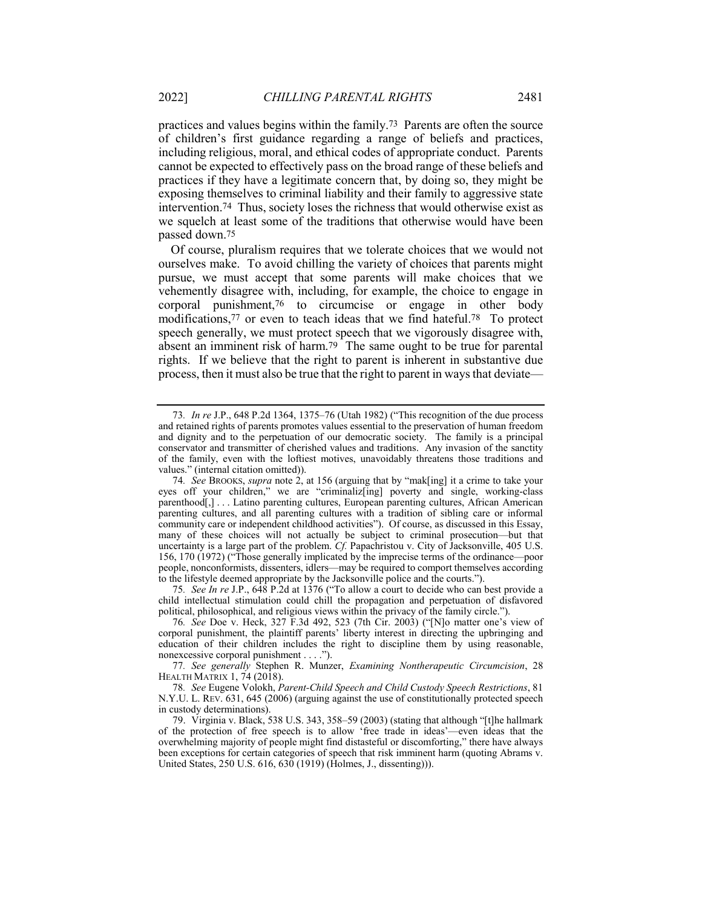practices and values begins within the family.[73] Parents are often the source of children's first guidance regarding a range of beliefs and practices, including religious, moral, and ethical codes of appropriate conduct. Parents cannot be expected to effectively pass on the broad range of these beliefs and practices if they have a legitimate concern that, by doing so, they might be exposing themselves to criminal liability and their family to aggressive state intervention.[74] Thus, society loses the richness that would otherwise exist as we squelch at least some of the traditions that otherwise would have been passed down.[75]

Of course, pluralism requires that we tolerate choices that we would not ourselves make. To avoid chilling the variety of choices that parents might pursue, we must accept that some parents will make choices that we vehemently disagree with, including, for example, the choice to engage in corporal punishment,[76] to circumcise or engage in other body modifications,[77] or even to teach ideas that we find hateful.[78] To protect speech generally, we must protect speech that we vigorously disagree with, absent an imminent risk of harm.[79] The same ought to be true for parental rights. If we believe that the right to parent is inherent in substantive due process, then it must also be true that the right to parent in ways that deviate—

---

73. *In re* J.P., 648 P.2d 1364, 1375–76 (Utah 1982) ("This recognition of the due process and retained rights of parents promotes values essential to the preservation of human freedom and dignity and to the perpetuation of our democratic society. The family is a principal conservator and transmitter of cherished values and traditions. Any invasion of the sanctity of the family, even with the loftiest motives, unavoidably threatens those traditions and values." (internal citation omitted)).

74. *See* BROOKS, *supra* note 2, at 156 (arguing that by "mak[ing] it a crime to take your eyes off your children," we are "criminaliz[ing] poverty and single, working-class parenthood[,] . . . Latino parenting cultures, European parenting cultures, African American parenting cultures, and all parenting cultures with a tradition of sibling care or informal community care or independent childhood activities"). Of course, as discussed in this Essay, many of these choices will not actually be subject to criminal prosecution—but that uncertainty is a large part of the problem. *Cf.* Papachristou v. City of Jacksonville, 405 U.S. 156, 170 (1972) ("Those generally implicated by the imprecise terms of the ordinance—poor people, nonconformists, dissenters, idlers—may be required to comport themselves according to the lifestyle deemed appropriate by the Jacksonville police and the courts.").

75. *See In re* J.P., 648 P.2d at 1376 ("To allow a court to decide who can best provide a child intellectual stimulation could chill the propagation and perpetuation of disfavored political, philosophical, and religious views within the privacy of the family circle.").

76. *See* Doe v. Heck, 327 F.3d 492, 523 (7th Cir. 2003) ("[N]o matter one's view of corporal punishment, the plaintiff parents' liberty interest in directing the upbringing and education of their children includes the right to discipline them by using reasonable, nonexcessive corporal punishment . . . .").

77. *See generally* Stephen R. Munzer, *Examining Nontherapeutic Circumcision*, 28 HEALTH MATRIX 1, 74 (2018).

78. *See* Eugene Volokh, *Parent-Child Speech and Child Custody Speech Restrictions*, 81 N.Y.U. L. REV. 631, 645 (2006) (arguing against the use of constitutionally protected speech in custody determinations).

79. Virginia v. Black, 538 U.S. 343, 358–59 (2003) (stating that although "[t]he hallmark of the protection of free speech is to allow 'free trade in ideas'—even ideas that the overwhelming majority of people might find distasteful or discomforting," there have always been exceptions for certain categories of speech that risk imminent harm (quoting Abrams v. United States, 250 U.S. 616, 630 (1919) (Holmes, J., dissenting))).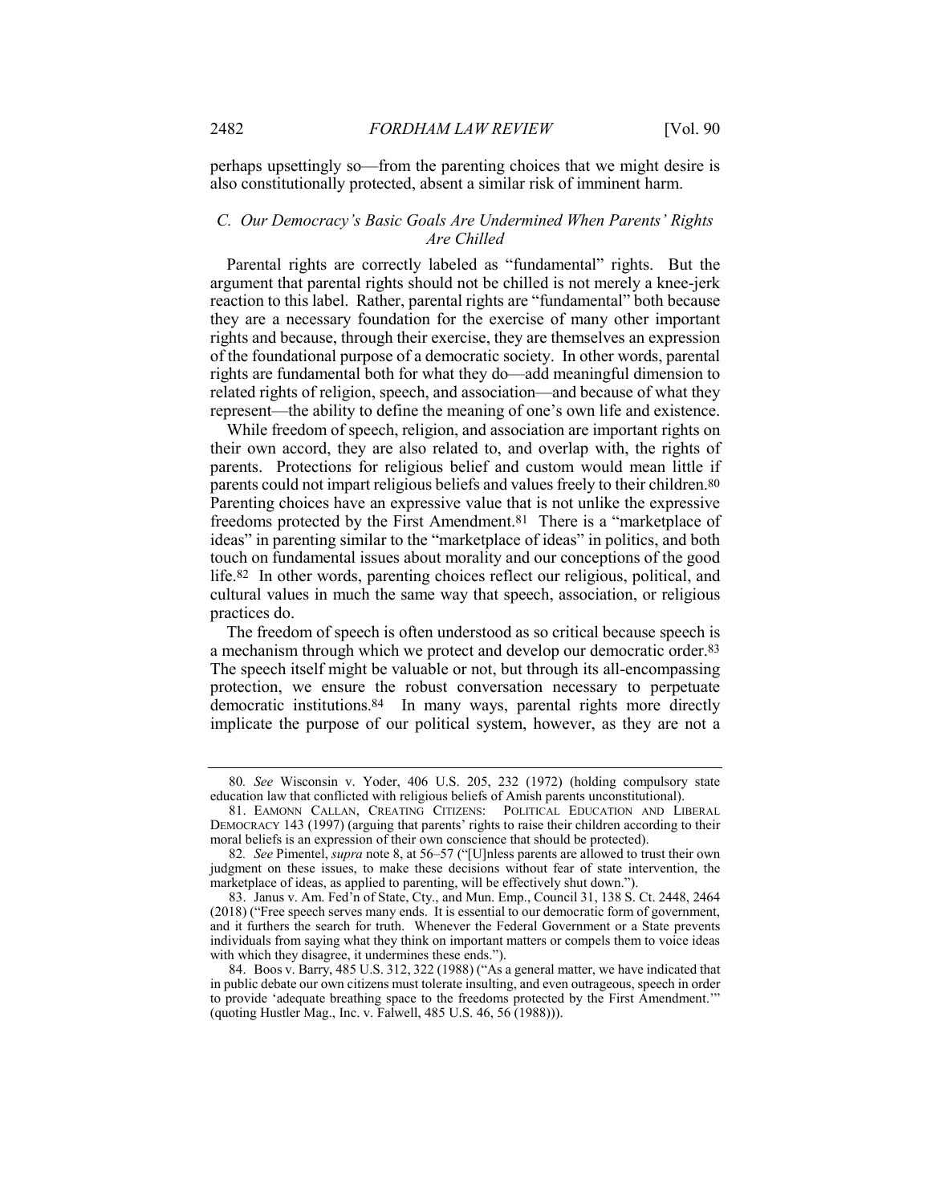perhaps upsettingly so—from the parenting choices that we might desire is also constitutionally protected, absent a similar risk of imminent harm.

### *C. Our Democracy's Basic Goals Are Undermined When Parents' Rights Are Chilled*

Parental rights are correctly labeled as "fundamental" rights. But the argument that parental rights should not be chilled is not merely a knee-jerk reaction to this label. Rather, parental rights are "fundamental" both because they are a necessary foundation for the exercise of many other important rights and because, through their exercise, they are themselves an expression of the foundational purpose of a democratic society. In other words, parental rights are fundamental both for what they do—add meaningful dimension to related rights of religion, speech, and association—and because of what they represent—the ability to define the meaning of one's own life and existence.

While freedom of speech, religion, and association are important rights on their own accord, they are also related to, and overlap with, the rights of parents. Protections for religious belief and custom would mean little if parents could not impart religious beliefs and values freely to their children.[80] Parenting choices have an expressive value that is not unlike the expressive freedoms protected by the First Amendment.[81] There is a "marketplace of ideas" in parenting similar to the "marketplace of ideas" in politics, and both touch on fundamental issues about morality and our conceptions of the good life.[82] In other words, parenting choices reflect our religious, political, and cultural values in much the same way that speech, association, or religious practices do.

The freedom of speech is often understood as so critical because speech is a mechanism through which we protect and develop our democratic order.[83] The speech itself might be valuable or not, but through its all-encompassing protection, we ensure the robust conversation necessary to perpetuate democratic institutions.[84] In many ways, parental rights more directly implicate the purpose of our political system, however, as they are not a

---

80. *See* Wisconsin v. Yoder, 406 U.S. 205, 232 (1972) (holding compulsory state education law that conflicted with religious beliefs of Amish parents unconstitutional).

81. EAMONN CALLAN, CREATING CITIZENS: POLITICAL EDUCATION AND LIBERAL DEMOCRACY 143 (1997) (arguing that parents' rights to raise their children according to their moral beliefs is an expression of their own conscience that should be protected).

82. *See* Pimentel, *supra* note 8, at 56–57 ("[U]nless parents are allowed to trust their own judgment on these issues, to make these decisions without fear of state intervention, the marketplace of ideas, as applied to parenting, will be effectively shut down.").

83. Janus v. Am. Fed'n of State, Cty., and Mun. Emp., Council 31, 138 S. Ct. 2448, 2464 (2018) ("Free speech serves many ends. It is essential to our democratic form of government, and it furthers the search for truth. Whenever the Federal Government or a State prevents individuals from saying what they think on important matters or compels them to voice ideas with which they disagree, it undermines these ends.").

84. Boos v. Barry, 485 U.S. 312, 322 (1988) ("As a general matter, we have indicated that in public debate our own citizens must tolerate insulting, and even outrageous, speech in order to provide 'adequate breathing space to the freedoms protected by the First Amendment.'" (quoting Hustler Mag., Inc. v. Falwell, 485 U.S. 46, 56 (1988))).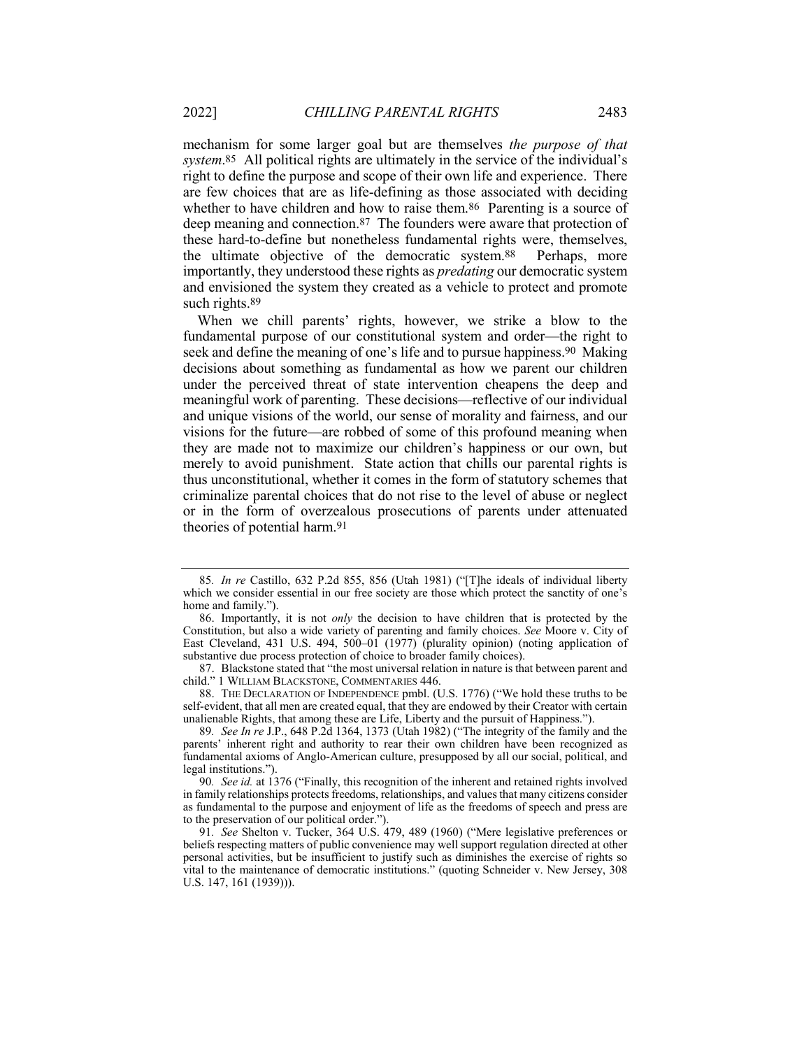mechanism for some larger goal but are themselves *the purpose of that system*.[85] All political rights are ultimately in the service of the individual's right to define the purpose and scope of their own life and experience. There are few choices that are as life-defining as those associated with deciding whether to have children and how to raise them.[86] Parenting is a source of deep meaning and connection.[87] The founders were aware that protection of these hard-to-define but nonetheless fundamental rights were, themselves, the ultimate objective of the democratic system.[88] Perhaps, more importantly, they understood these rights as *predating* our democratic system and envisioned the system they created as a vehicle to protect and promote such rights.[89]

When we chill parents' rights, however, we strike a blow to the fundamental purpose of our constitutional system and order—the right to seek and define the meaning of one's life and to pursue happiness.[90] Making decisions about something as fundamental as how we parent our children under the perceived threat of state intervention cheapens the deep and meaningful work of parenting. These decisions—reflective of our individual and unique visions of the world, our sense of morality and fairness, and our visions for the future—are robbed of some of this profound meaning when they are made not to maximize our children's happiness or our own, but merely to avoid punishment. State action that chills our parental rights is thus unconstitutional, whether it comes in the form of statutory schemes that criminalize parental choices that do not rise to the level of abuse or neglect or in the form of overzealous prosecutions of parents under attenuated theories of potential harm.[91]

---

85. *In re* Castillo, 632 P.2d 855, 856 (Utah 1981) ("[T]he ideals of individual liberty which we consider essential in our free society are those which protect the sanctity of one's home and family.").

86. Importantly, it is not *only* the decision to have children that is protected by the Constitution, but also a wide variety of parenting and family choices. *See* Moore v. City of East Cleveland, 431 U.S. 494, 500–01 (1977) (plurality opinion) (noting application of substantive due process protection of choice to broader family choices).

87. Blackstone stated that "the most universal relation in nature is that between parent and child." 1 WILLIAM BLACKSTONE, COMMENTARIES 446.

88. THE DECLARATION OF INDEPENDENCE pmbl. (U.S. 1776) ("We hold these truths to be self-evident, that all men are created equal, that they are endowed by their Creator with certain unalienable Rights, that among these are Life, Liberty and the pursuit of Happiness.").

89. *See In re* J.P., 648 P.2d 1364, 1373 (Utah 1982) ("The integrity of the family and the parents' inherent right and authority to rear their own children have been recognized as fundamental axioms of Anglo-American culture, presupposed by all our social, political, and legal institutions.").

90. *See id.* at 1376 ("Finally, this recognition of the inherent and retained rights involved in family relationships protects freedoms, relationships, and values that many citizens consider as fundamental to the purpose and enjoyment of life as the freedoms of speech and press are to the preservation of our political order.").

91. *See* Shelton v. Tucker, 364 U.S. 479, 489 (1960) ("Mere legislative preferences or beliefs respecting matters of public convenience may well support regulation directed at other personal activities, but be insufficient to justify such as diminishes the exercise of rights so vital to the maintenance of democratic institutions." (quoting Schneider v. New Jersey, 308 U.S. 147, 161 (1939))).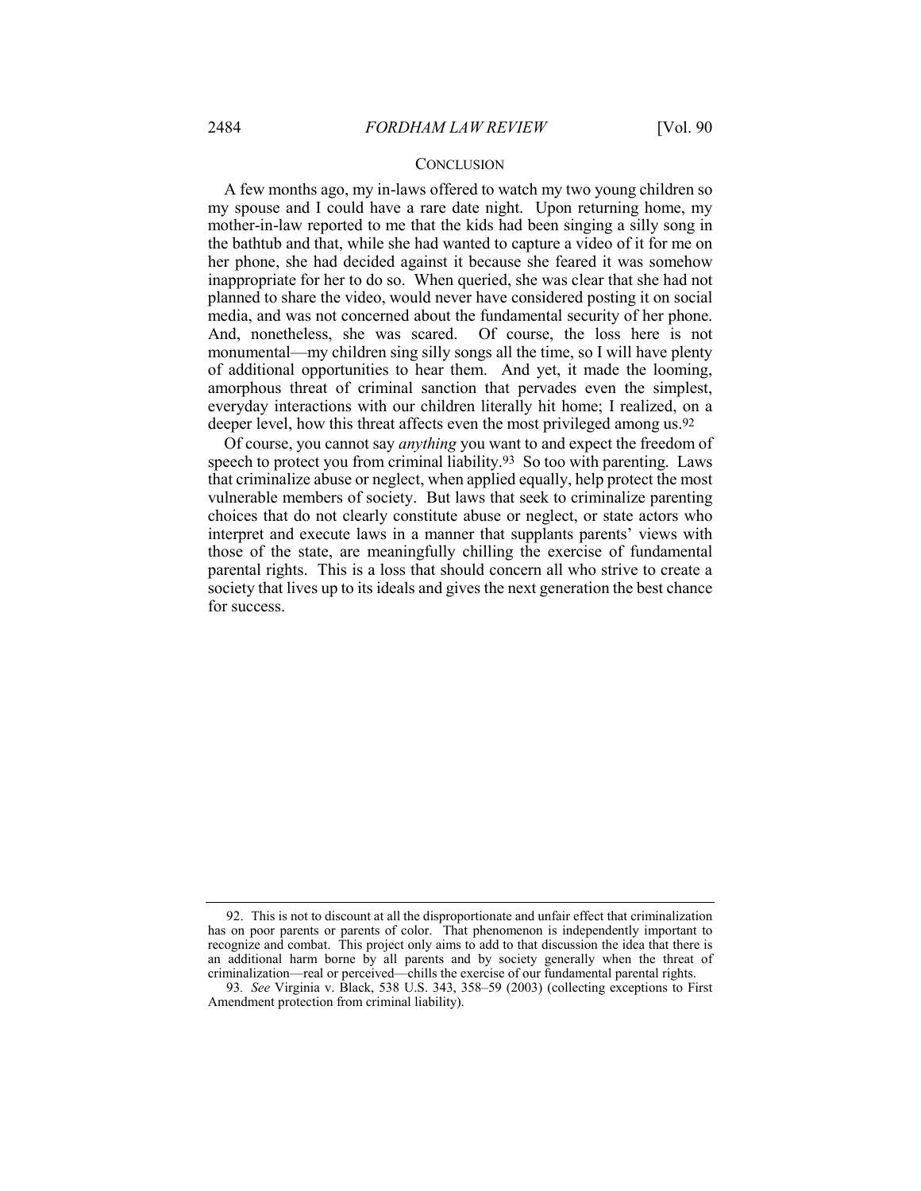## CONCLUSION

A few months ago, my in-laws offered to watch my two young children so my spouse and I could have a rare date night. Upon returning home, my mother-in-law reported to me that the kids had been singing a silly song in the bathtub and that, while she had wanted to capture a video of it for me on her phone, she had decided against it because she feared it was somehow inappropriate for her to do so. When queried, she was clear that she had not planned to share the video, would never have considered posting it on social media, and was not concerned about the fundamental security of her phone. And, nonetheless, she was scared. Of course, the loss here is not monumental—my children sing silly songs all the time, so I will have plenty of additional opportunities to hear them. And yet, it made the looming, amorphous threat of criminal sanction that pervades even the simplest, everyday interactions with our children literally hit home; I realized, on a deeper level, how this threat affects even the most privileged among us.[92]

Of course, you cannot say *anything* you want to and expect the freedom of speech to protect you from criminal liability.[93] So too with parenting. Laws that criminalize abuse or neglect, when applied equally, help protect the most vulnerable members of society. But laws that seek to criminalize parenting choices that do not clearly constitute abuse or neglect, or state actors who interpret and execute laws in a manner that supplants parents' views with those of the state, are meaningfully chilling the exercise of fundamental parental rights. This is a loss that should concern all who strive to create a society that lives up to its ideals and gives the next generation the best chance for success.

---

92. This is not to discount at all the disproportionate and unfair effect that criminalization has on poor parents or parents of color. That phenomenon is independently important to recognize and combat. This project only aims to add to that discussion the idea that there is an additional harm borne by all parents and by society generally when the threat of criminalization—real or perceived—chills the exercise of our fundamental parental rights.

93. *See* Virginia v. Black, 538 U.S. 343, 358–59 (2003) (collecting exceptions to First Amendment protection from criminal liability).